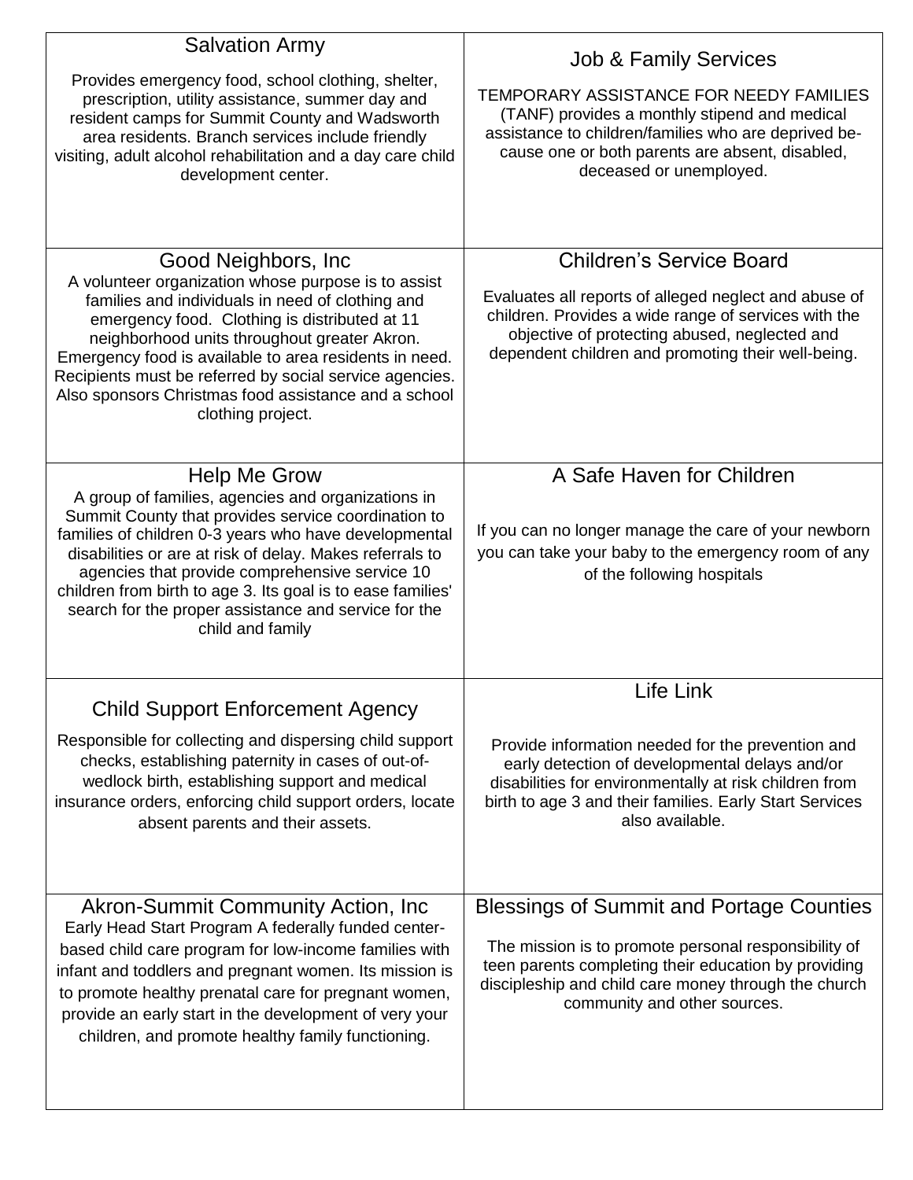## Salvation Army

Provides emergency food, school clothing, shelter, prescription, utility assistance, summer day and resident camps for Summit County and Wadsworth area residents. Branch services include friendly visiting, adult alcohol rehabilitation and a day care child development center.

## Job & Family Services

TEMPORARY ASSISTANCE FOR NEEDY FAMILIES (TANF) provides a monthly stipend and medical assistance to children/families who are deprived be-cause one or both parents are absent, disabled, deceased or unemployed.

## Good Neighbors, Inc

A volunteer organization whose purpose is to assist families and individuals in need of clothing and emergency food. Clothing is distributed at 11 neighborhood units throughout greater Akron. Emergency food is available to area residents in need. Recipients must be referred by social service agencies. Also sponsors Christmas food assistance and a school clothing project.

## Children's Service Board

Evaluates all reports of alleged neglect and abuse of children. Provides a wide range of services with the objective of protecting abused, neglected and dependent children and promoting their well-being.

## Help Me Grow

A group of families, agencies and organizations in Summit County that provides service coordination to families of children 0-3 years who have developmental disabilities or are at risk of delay. Makes referrals to agencies that provide comprehensive service 10 children from birth to age 3. Its goal is to ease families' search for the proper assistance and service for the child and family

## A Safe Haven for Children

If you can no longer manage the care of your newborn you can take your baby to the emergency room of any of the following hospitals

## Child Support Enforcement Agency

Responsible for collecting and dispersing child support checks, establishing paternity in cases of out-of-wedlock birth, establishing support and medical insurance orders, enforcing child support orders, locate absent parents and their assets.

## Life Link

Provide information needed for the prevention and early detection of developmental delays and/or disabilities for environmentally at risk children from birth to age 3 and their families. Early Start Services also available.

## Akron-Summit Community Action, Inc

Early Head Start Program A federally funded center-based child care program for low-income families with infant and toddlers and pregnant women. Its mission is to promote healthy prenatal care for pregnant women, provide an early start in the development of very your children, and promote healthy family functioning.

## Blessings of Summit and Portage Counties

The mission is to promote personal responsibility of teen parents completing their education by providing discipleship and child care money through the church community and other sources.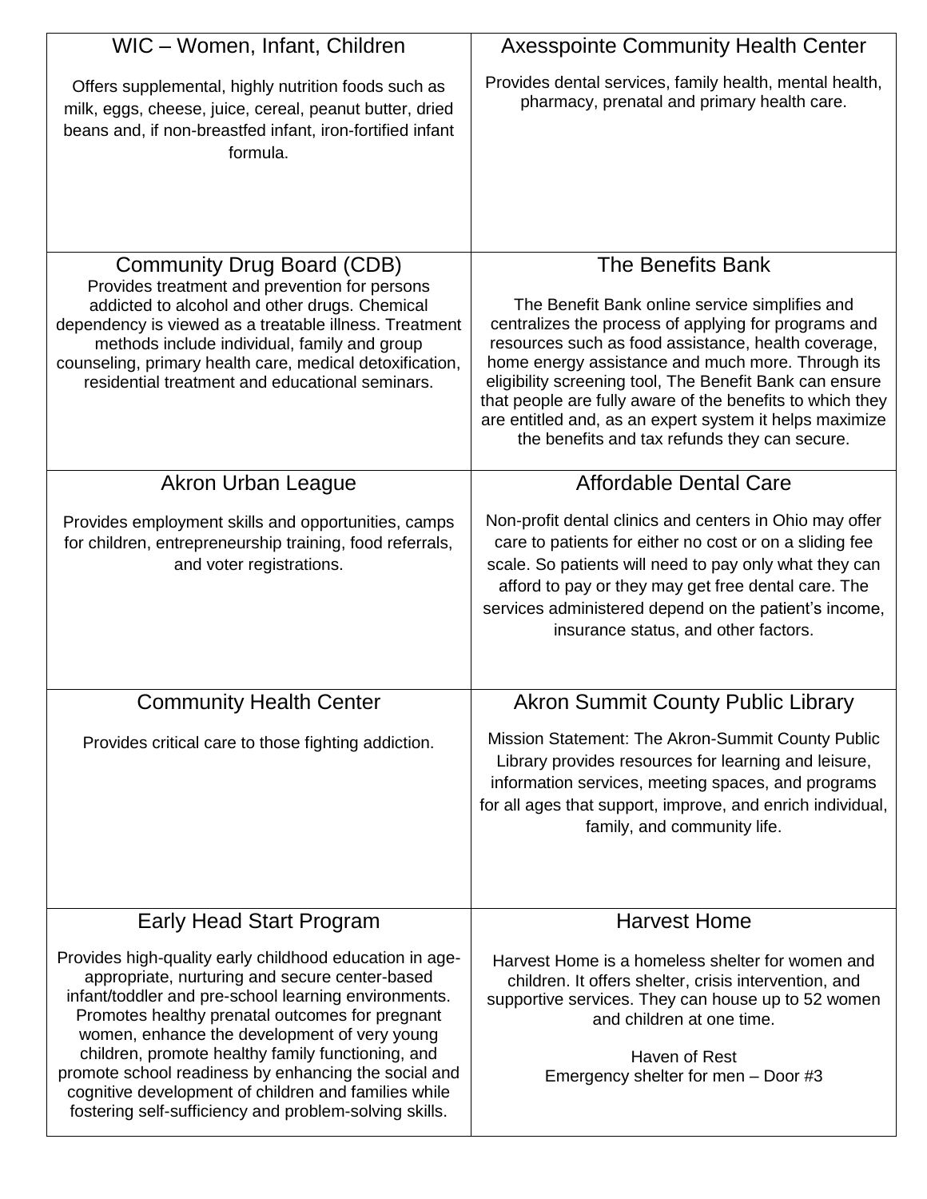| | |
|---|---|
| **WIC – Women, Infant, Children**<br><br>Offers supplemental, highly nutrition foods such as milk, eggs, cheese, juice, cereal, peanut butter, dried beans and, if non-breastfed infant, iron-fortified infant formula. | **Axesspointe Community Health Center**<br><br>Provides dental services, family health, mental health, pharmacy, prenatal and primary health care. |
| **Community Drug Board (CDB)**<br>Provides treatment and prevention for persons addicted to alcohol and other drugs. Chemical dependency is viewed as a treatable illness. Treatment methods include individual, family and group counseling, primary health care, medical detoxification, residential treatment and educational seminars. | **The Benefits Bank**<br><br>The Benefit Bank online service simplifies and centralizes the process of applying for programs and resources such as food assistance, health coverage, home energy assistance and much more. Through its eligibility screening tool, The Benefit Bank can ensure that people are fully aware of the benefits to which they are entitled and, as an expert system it helps maximize the benefits and tax refunds they can secure. |
| **Akron Urban League**<br><br>Provides employment skills and opportunities, camps for children, entrepreneurship training, food referrals, and voter registrations. | **Affordable Dental Care**<br><br>Non-profit dental clinics and centers in Ohio may offer care to patients for either no cost or on a sliding fee scale. So patients will need to pay only what they can afford to pay or they may get free dental care. The services administered depend on the patient's income, insurance status, and other factors. |
| **Community Health Center**<br><br>Provides critical care to those fighting addiction. | **Akron Summit County Public Library**<br><br>Mission Statement: The Akron-Summit County Public Library provides resources for learning and leisure, information services, meeting spaces, and programs for all ages that support, improve, and enrich individual, family, and community life. |
| **Early Head Start Program**<br><br>Provides high-quality early childhood education in age-appropriate, nurturing and secure center-based infant/toddler and pre-school learning environments. Promotes healthy prenatal outcomes for pregnant women, enhance the development of very young children, promote healthy family functioning, and promote school readiness by enhancing the social and cognitive development of children and families while fostering self-sufficiency and problem-solving skills. | **Harvest Home**<br><br>Harvest Home is a homeless shelter for women and children. It offers shelter, crisis intervention, and supportive services. They can house up to 52 women and children at one time.<br><br>Haven of Rest<br>Emergency shelter for men – Door #3 |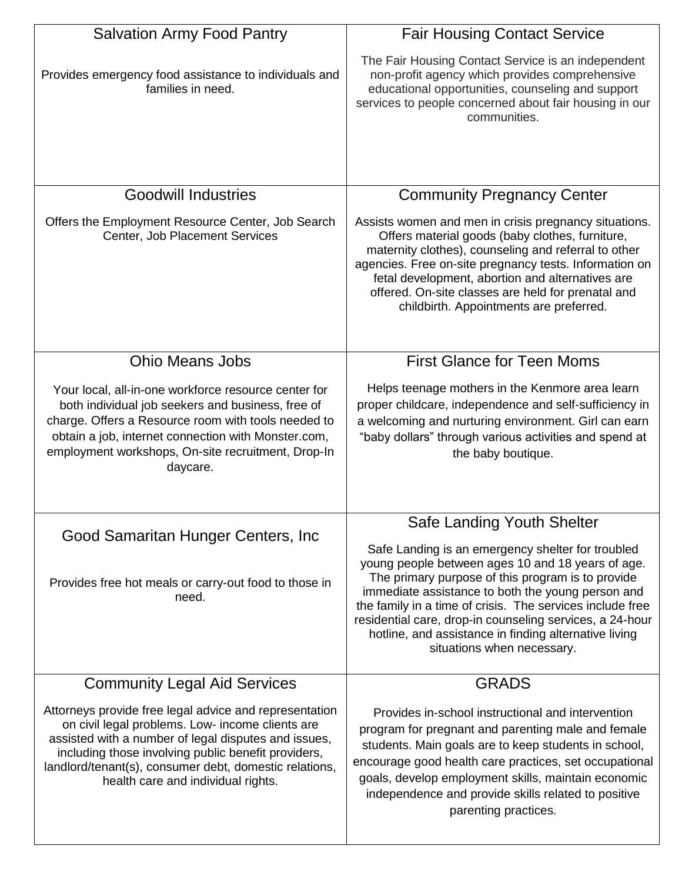| | |
|---|---|
| Salvation Army Food Pantry<br><br>Provides emergency food assistance to individuals and families in need. | Fair Housing Contact Service<br><br>The Fair Housing Contact Service is an independent non-profit agency which provides comprehensive educational opportunities, counseling and support services to people concerned about fair housing in our communities. |
| Goodwill Industries<br><br>Offers the Employment Resource Center, Job Search Center, Job Placement Services | Community Pregnancy Center<br><br>Assists women and men in crisis pregnancy situations. Offers material goods (baby clothes, furniture, maternity clothes), counseling and referral to other agencies. Free on-site pregnancy tests. Information on fetal development, abortion and alternatives are offered. On-site classes are held for prenatal and childbirth. Appointments are preferred. |
| Ohio Means Jobs<br><br>Your local, all-in-one workforce resource center for both individual job seekers and business, free of charge. Offers a Resource room with tools needed to obtain a job, internet connection with Monster.com, employment workshops, On-site recruitment, Drop-In daycare. | First Glance for Teen Moms<br><br>Helps teenage mothers in the Kenmore area learn proper childcare, independence and self-sufficiency in a welcoming and nurturing environment. Girl can earn "baby dollars" through various activities and spend at the baby boutique. |
| Good Samaritan Hunger Centers, Inc<br><br>Provides free hot meals or carry-out food to those in need. | Safe Landing Youth Shelter<br><br>Safe Landing is an emergency shelter for troubled young people between ages 10 and 18 years of age. The primary purpose of this program is to provide immediate assistance to both the young person and the family in a time of crisis. The services include free residential care, drop-in counseling services, a 24-hour hotline, and assistance in finding alternative living situations when necessary. |
| Community Legal Aid Services<br><br>Attorneys provide free legal advice and representation on civil legal problems. Low- income clients are assisted with a number of legal disputes and issues, including those involving public benefit providers, landlord/tenant(s), consumer debt, domestic relations, health care and individual rights. | GRADS<br><br>Provides in-school instructional and intervention program for pregnant and parenting male and female students. Main goals are to keep students in school, encourage good health care practices, set occupational goals, develop employment skills, maintain economic independence and provide skills related to positive parenting practices. |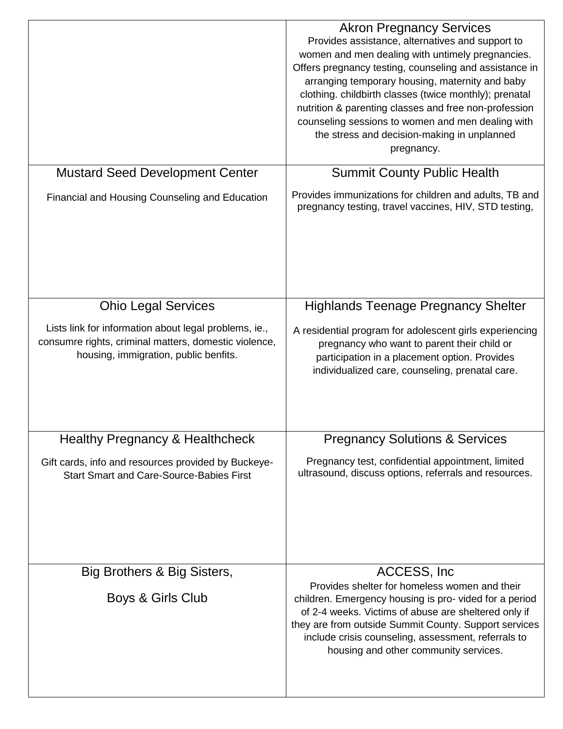| | |
|---|---|
| | Akron Pregnancy Services<br>Provides assistance, alternatives and support to women and men dealing with untimely pregnancies. Offers pregnancy testing, counseling and assistance in arranging temporary housing, maternity and baby clothing. childbirth classes (twice monthly); prenatal nutrition & parenting classes and free non-profession counseling sessions to women and men dealing with the stress and decision-making in unplanned pregnancy. |
| Mustard Seed Development Center<br>Financial and Housing Counseling and Education | Summit County Public Health<br>Provides immunizations for children and adults, TB and pregnancy testing, travel vaccines, HIV, STD testing, |
| Ohio Legal Services<br>Lists link for information about legal problems, ie., consumre rights, criminal matters, domestic violence, housing, immigration, public benfits. | Highlands Teenage Pregnancy Shelter<br>A residential program for adolescent girls experiencing pregnancy who want to parent their child or participation in a placement option. Provides individualized care, counseling, prenatal care. |
| Healthy Pregnancy & Healthcheck<br>Gift cards, info and resources provided by Buckeye-Start Smart and Care-Source-Babies First | Pregnancy Solutions & Services<br>Pregnancy test, confidential appointment, limited ultrasound, discuss options, referrals and resources. |
| Big Brothers & Big Sisters,<br>Boys & Girls Club | ACCESS, Inc<br>Provides shelter for homeless women and their children. Emergency housing is pro- vided for a period of 2-4 weeks. Victims of abuse are sheltered only if they are from outside Summit County. Support services include crisis counseling, assessment, referrals to housing and other community services. |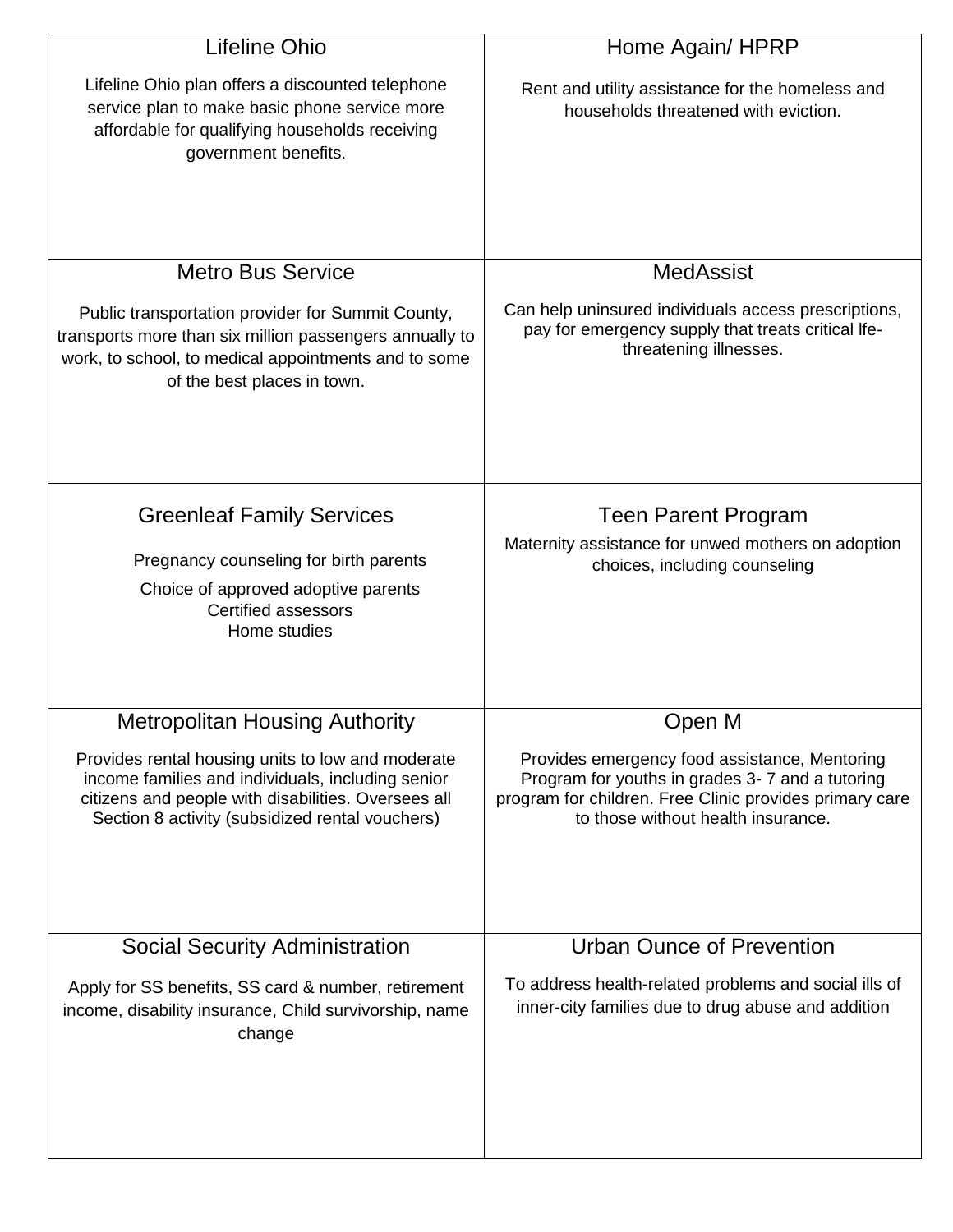| | |
|---|---|
| Lifeline Ohio<br><br>Lifeline Ohio plan offers a discounted telephone service plan to make basic phone service more affordable for qualifying households receiving government benefits. | Home Again/ HPRP<br><br>Rent and utility assistance for the homeless and households threatened with eviction. |
| Metro Bus Service<br><br>Public transportation provider for Summit County, transports more than six million passengers annually to work, to school, to medical appointments and to some of the best places in town. | MedAssist<br><br>Can help uninsured individuals access prescriptions, pay for emergency supply that treats critical lfe-threatening illnesses. |
| Greenleaf Family Services<br><br>Pregnancy counseling for birth parents<br>Choice of approved adoptive parents<br>Certified assessors<br>Home studies | Teen Parent Program<br><br>Maternity assistance for unwed mothers on adoption choices, including counseling |
| Metropolitan Housing Authority<br><br>Provides rental housing units to low and moderate income families and individuals, including senior citizens and people with disabilities. Oversees all Section 8 activity (subsidized rental vouchers) | Open M<br><br>Provides emergency food assistance, Mentoring Program for youths in grades 3- 7 and a tutoring program for children. Free Clinic provides primary care to those without health insurance. |
| Social Security Administration<br><br>Apply for SS benefits, SS card & number, retirement income, disability insurance, Child survivorship, name change | Urban Ounce of Prevention<br><br>To address health-related problems and social ills of inner-city families due to drug abuse and addition |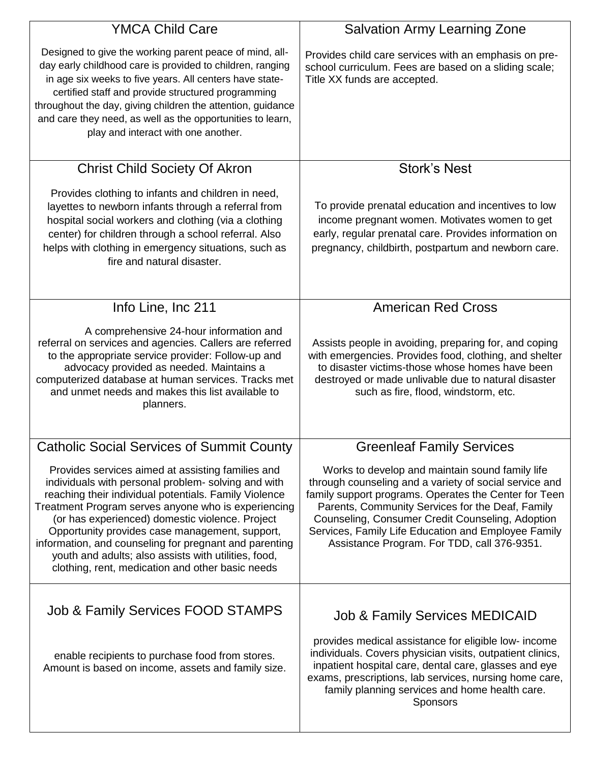| | |
|---|---|
| **YMCA Child Care**<br><br>Designed to give the working parent peace of mind, all-day early childhood care is provided to children, ranging in age six weeks to five years. All centers have state-certified staff and provide structured programming throughout the day, giving children the attention, guidance and care they need, as well as the opportunities to learn, play and interact with one another. | **Salvation Army Learning Zone**<br><br>Provides child care services with an emphasis on pre-school curriculum. Fees are based on a sliding scale; Title XX funds are accepted. |
| **Christ Child Society Of Akron**<br><br>Provides clothing to infants and children in need, layettes to newborn infants through a referral from hospital social workers and clothing (via a clothing center) for children through a school referral. Also helps with clothing in emergency situations, such as fire and natural disaster. | **Stork's Nest**<br><br>To provide prenatal education and incentives to low income pregnant women. Motivates women to get early, regular prenatal care. Provides information on pregnancy, childbirth, postpartum and newborn care. |
| **Info Line, Inc 211**<br><br>A comprehensive 24-hour information and referral on services and agencies. Callers are referred to the appropriate service provider: Follow-up and advocacy provided as needed. Maintains a computerized database at human services. Tracks met and unmet needs and makes this list available to planners. | **American Red Cross**<br><br>Assists people in avoiding, preparing for, and coping with emergencies. Provides food, clothing, and shelter to disaster victims-those whose homes have been destroyed or made unlivable due to natural disaster such as fire, flood, windstorm, etc. |
| **Catholic Social Services of Summit County**<br><br>Provides services aimed at assisting families and individuals with personal problem- solving and with reaching their individual potentials. Family Violence Treatment Program serves anyone who is experiencing (or has experienced) domestic violence. Project Opportunity provides case management, support, information, and counseling for pregnant and parenting youth and adults; also assists with utilities, food, clothing, rent, medication and other basic needs | **Greenleaf Family Services**<br><br>Works to develop and maintain sound family life through counseling and a variety of social service and family support programs. Operates the Center for Teen Parents, Community Services for the Deaf, Family Counseling, Consumer Credit Counseling, Adoption Services, Family Life Education and Employee Family Assistance Program. For TDD, call 376-9351. |
| **Job & Family Services FOOD STAMPS**<br><br>enable recipients to purchase food from stores. Amount is based on income, assets and family size. | **Job & Family Services MEDICAID**<br><br>provides medical assistance for eligible low- income individuals. Covers physician visits, outpatient clinics, inpatient hospital care, dental care, glasses and eye exams, prescriptions, lab services, nursing home care, family planning services and home health care. Sponsors |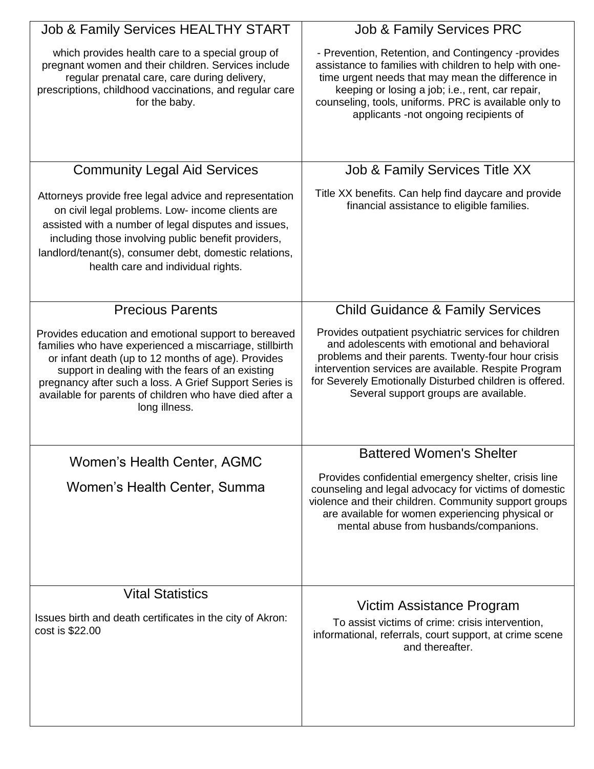| | |
|---|---|
| Job & Family Services HEALTHY START<br><br>which provides health care to a special group of pregnant women and their children. Services include regular prenatal care, care during delivery, prescriptions, childhood vaccinations, and regular care for the baby. | Job & Family Services PRC<br><br>- Prevention, Retention, and Contingency -provides assistance to families with children to help with one-time urgent needs that may mean the difference in keeping or losing a job; i.e., rent, car repair, counseling, tools, uniforms. PRC is available only to applicants -not ongoing recipients of |
| Community Legal Aid Services<br><br>Attorneys provide free legal advice and representation on civil legal problems. Low- income clients are assisted with a number of legal disputes and issues, including those involving public benefit providers, landlord/tenant(s), consumer debt, domestic relations, health care and individual rights. | Job & Family Services Title XX<br><br>Title XX benefits. Can help find daycare and provide financial assistance to eligible families. |
| Precious Parents<br><br>Provides education and emotional support to bereaved families who have experienced a miscarriage, stillbirth or infant death (up to 12 months of age). Provides support in dealing with the fears of an existing pregnancy after such a loss. A Grief Support Series is available for parents of children who have died after a long illness. | Child Guidance & Family Services<br><br>Provides outpatient psychiatric services for children and adolescents with emotional and behavioral problems and their parents. Twenty-four hour crisis intervention services are available. Respite Program for Severely Emotionally Disturbed children is offered. Several support groups are available. |
| Women's Health Center, AGMC<br><br>Women's Health Center, Summa | Battered Women's Shelter<br><br>Provides confidential emergency shelter, crisis line counseling and legal advocacy for victims of domestic violence and their children. Community support groups are available for women experiencing physical or mental abuse from husbands/companions. |
| Vital Statistics<br><br>Issues birth and death certificates in the city of Akron: cost is $22.00 | Victim Assistance Program<br><br>To assist victims of crime: crisis intervention, informational, referrals, court support, at crime scene and thereafter. |